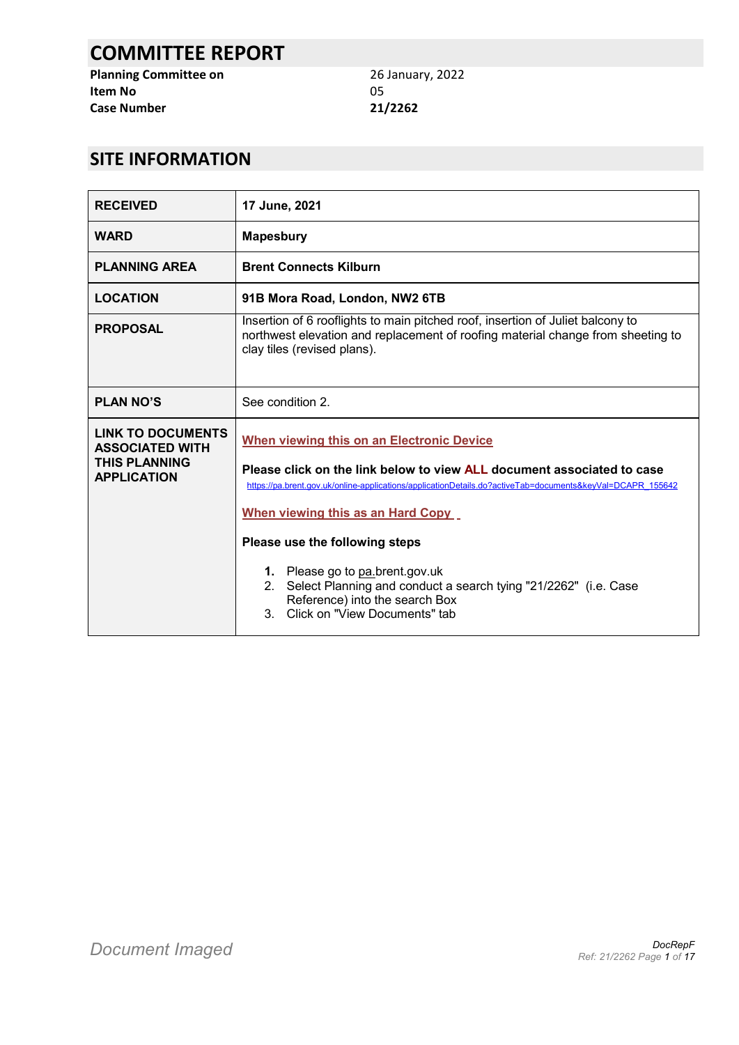# COMMITTEE REPORT

**Planning Committee on** 26 January, 2022
**Item No** 05
**Case Number** **21/2262**

## SITE INFORMATION

| | |
|---|---|
| **RECEIVED** | **17 June, 2021** |
| **WARD** | **Mapesbury** |
| **PLANNING AREA** | **Brent Connects Kilburn** |
| **LOCATION** | **91B Mora Road, London, NW2 6TB** |
| **PROPOSAL** | Insertion of 6 rooflights to main pitched roof, insertion of Juliet balcony to northwest elevation and replacement of roofing material change from sheeting to clay tiles (revised plans). |
| **PLAN NO'S** | See condition 2. |
| **LINK TO DOCUMENTS ASSOCIATED WITH THIS PLANNING APPLICATION** | **When viewing this on an Electronic Device**<br><br>**Please click on the link below to view ALL document associated to case**<br>https://pa.brent.gov.uk/online-applications/applicationDetails.do?activeTab=documents&keyVal=DCAPR_155642<br><br>**When viewing this as an Hard Copy**<br><br>**Please use the following steps**<br><br>1. Please go to pa.brent.gov.uk<br>2. Select Planning and conduct a search tying "21/2262" (i.e. Case Reference) into the search Box<br>3. Click on "View Documents" tab |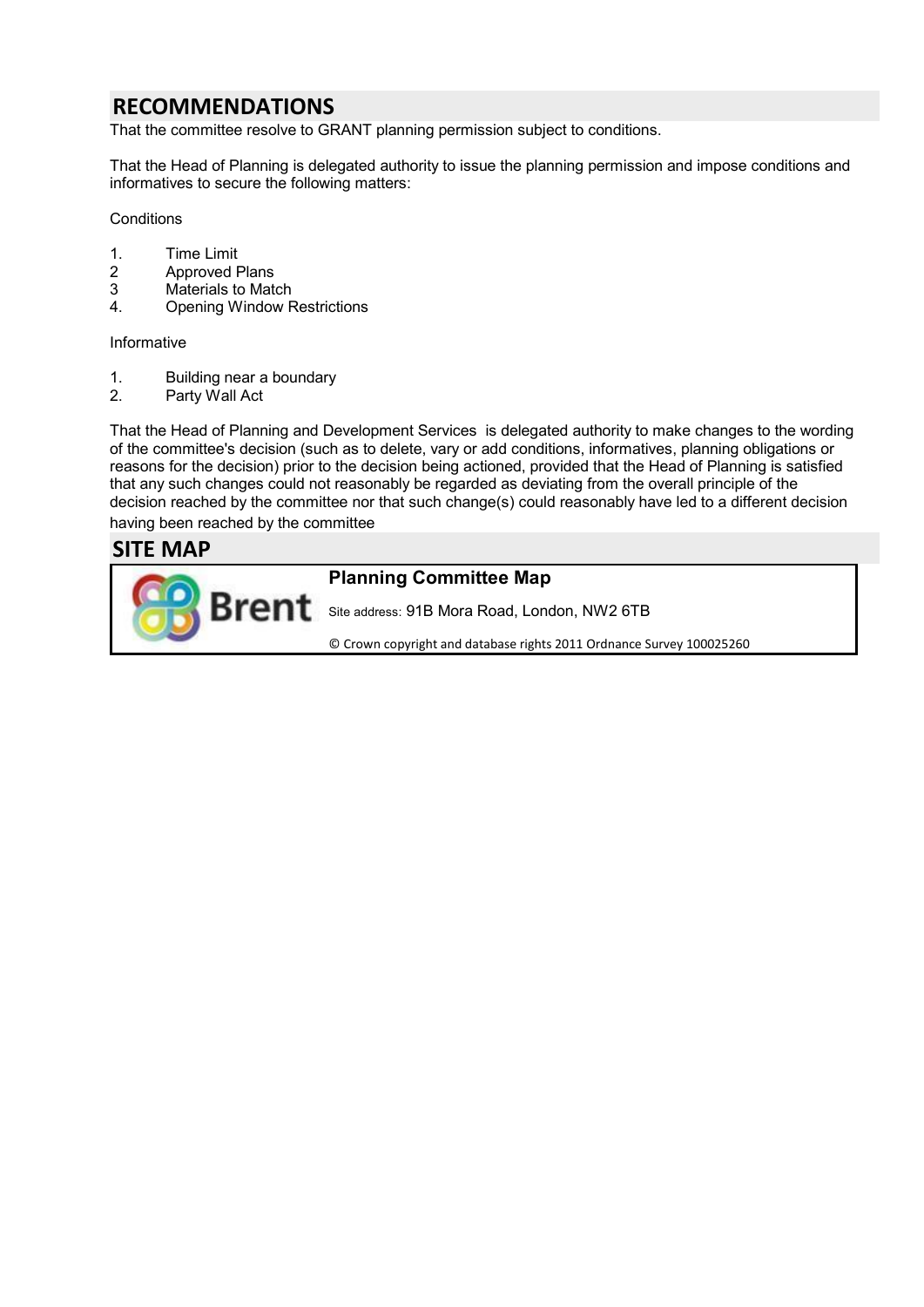## RECOMMENDATIONS

That the committee resolve to GRANT planning permission subject to conditions.

That the Head of Planning is delegated authority to issue the planning permission and impose conditions and informatives to secure the following matters:

Conditions

1. Time Limit
2. Approved Plans
3. Materials to Match
4. Opening Window Restrictions

Informative

1. Building near a boundary
2. Party Wall Act

That the Head of Planning and Development Services is delegated authority to make changes to the wording of the committee's decision (such as to delete, vary or add conditions, informatives, planning obligations or reasons for the decision) prior to the decision being actioned, provided that the Head of Planning is satisfied that any such changes could not reasonably be regarded as deviating from the overall principle of the decision reached by the committee nor that such change(s) could reasonably have led to a different decision having been reached by the committee

## SITE MAP

**Planning Committee Map**

Site address: 91B Mora Road, London, NW2 6TB

© Crown copyright and database rights 2011 Ordnance Survey 100025260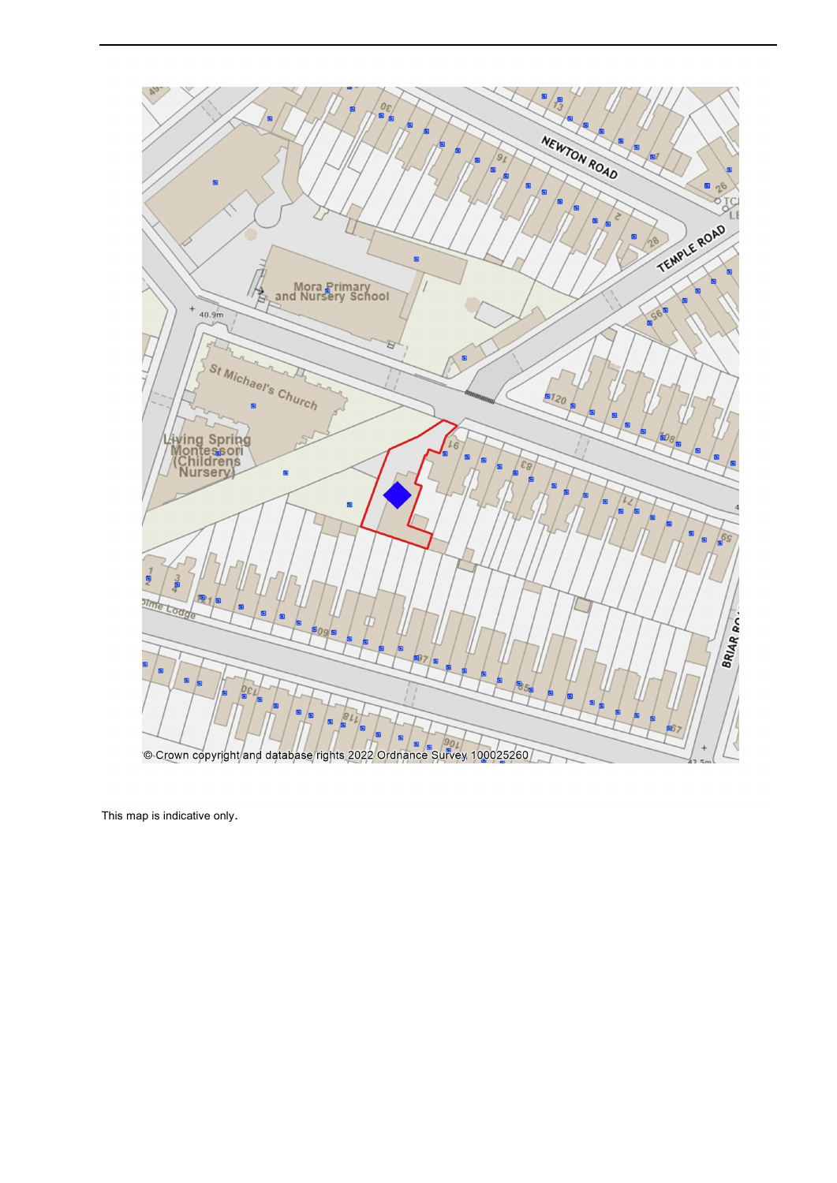This map is indicative only.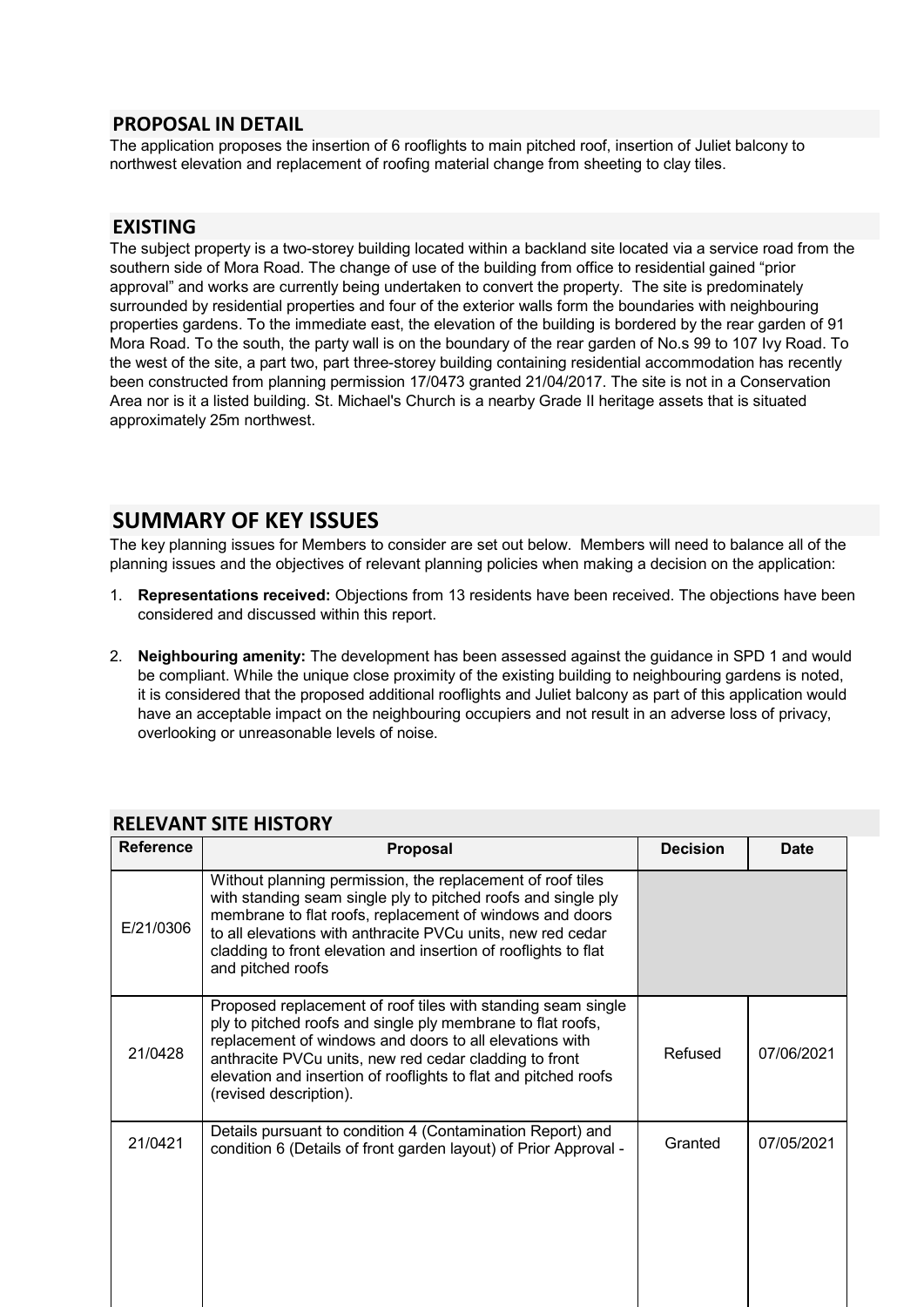## PROPOSAL IN DETAIL

The application proposes the insertion of 6 rooflights to main pitched roof, insertion of Juliet balcony to northwest elevation and replacement of roofing material change from sheeting to clay tiles.

## EXISTING

The subject property is a two-storey building located within a backland site located via a service road from the southern side of Mora Road. The change of use of the building from office to residential gained "prior approval" and works are currently being undertaken to convert the property. The site is predominately surrounded by residential properties and four of the exterior walls form the boundaries with neighbouring properties gardens. To the immediate east, the elevation of the building is bordered by the rear garden of 91 Mora Road. To the south, the party wall is on the boundary of the rear garden of No.s 99 to 107 Ivy Road. To the west of the site, a part two, part three-storey building containing residential accommodation has recently been constructed from planning permission 17/0473 granted 21/04/2017. The site is not in a Conservation Area nor is it a listed building. St. Michael's Church is a nearby Grade II heritage assets that is situated approximately 25m northwest.

# SUMMARY OF KEY ISSUES

The key planning issues for Members to consider are set out below. Members will need to balance all of the planning issues and the objectives of relevant planning policies when making a decision on the application:

1. **Representations received:** Objections from 13 residents have been received. The objections have been considered and discussed within this report.

2. **Neighbouring amenity:** The development has been assessed against the guidance in SPD 1 and would be compliant. While the unique close proximity of the existing building to neighbouring gardens is noted, it is considered that the proposed additional rooflights and Juliet balcony as part of this application would have an acceptable impact on the neighbouring occupiers and not result in an adverse loss of privacy, overlooking or unreasonable levels of noise.

## RELEVANT SITE HISTORY

| Reference | Proposal | Decision | Date |
|---|---|---|---|
| E/21/0306 | Without planning permission, the replacement of roof tiles with standing seam single ply to pitched roofs and single ply membrane to flat roofs, replacement of windows and doors to all elevations with anthracite PVCu units, new red cedar cladding to front elevation and insertion of rooflights to flat and pitched roofs | | |
| 21/0428 | Proposed replacement of roof tiles with standing seam single ply to pitched roofs and single ply membrane to flat roofs, replacement of windows and doors to all elevations with anthracite PVCu units, new red cedar cladding to front elevation and insertion of rooflights to flat and pitched roofs (revised description). | Refused | 07/06/2021 |
| 21/0421 | Details pursuant to condition 4 (Contamination Report) and condition 6 (Details of front garden layout) of Prior Approval - | Granted | 07/05/2021 |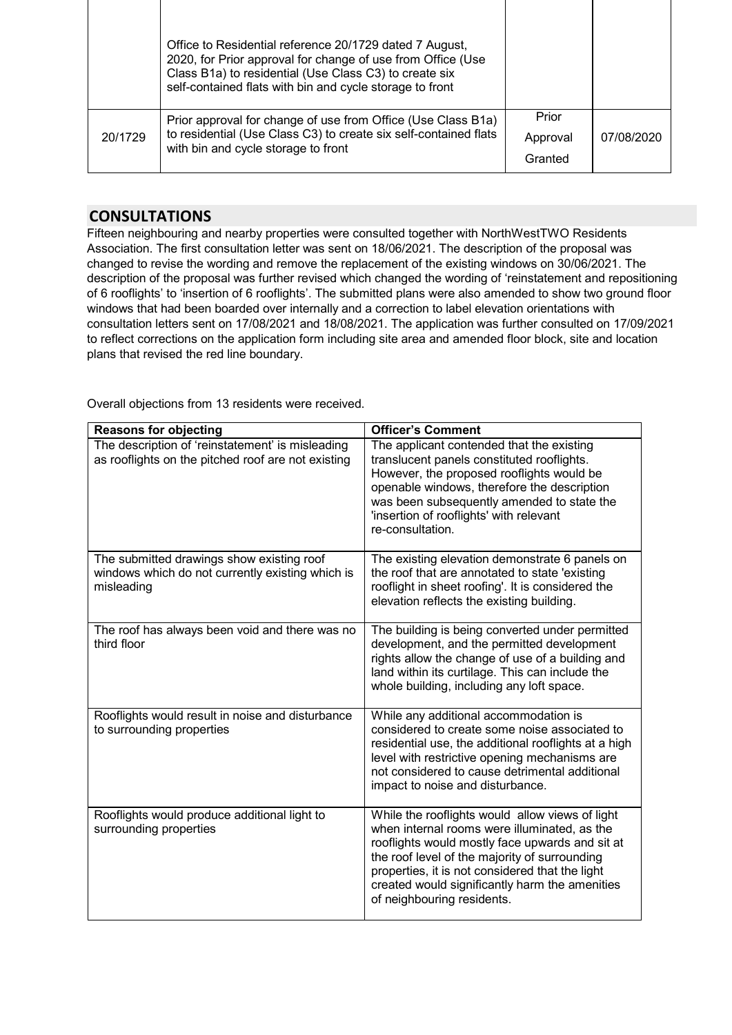| | | | |
|---|---|---|---|
| | Office to Residential reference 20/1729 dated 7 August, 2020, for Prior approval for change of use from Office (Use Class B1a) to residential (Use Class C3) to create six self-contained flats with bin and cycle storage to front | | |
| 20/1729 | Prior approval for change of use from Office (Use Class B1a) to residential (Use Class C3) to create six self-contained flats with bin and cycle storage to front | Prior Approval Granted | 07/08/2020 |

## CONSULTATIONS

Fifteen neighbouring and nearby properties were consulted together with NorthWestTWO Residents Association. The first consultation letter was sent on 18/06/2021. The description of the proposal was changed to revise the wording and remove the replacement of the existing windows on 30/06/2021. The description of the proposal was further revised which changed the wording of 'reinstatement and repositioning of 6 rooflights' to 'insertion of 6 rooflights'. The submitted plans were also amended to show two ground floor windows that had been boarded over internally and a correction to label elevation orientations with consultation letters sent on 17/08/2021 and 18/08/2021. The application was further consulted on 17/09/2021 to reflect corrections on the application form including site area and amended floor block, site and location plans that revised the red line boundary.

Overall objections from 13 residents were received.

| Reasons for objecting | Officer's Comment |
|---|---|
| The description of 'reinstatement' is misleading as rooflights on the pitched roof are not existing | The applicant contended that the existing translucent panels constituted rooflights. However, the proposed rooflights would be openable windows, therefore the description was been subsequently amended to state the 'insertion of rooflights' with relevant re-consultation. |
| The submitted drawings show existing roof windows which do not currently existing which is misleading | The existing elevation demonstrate 6 panels on the roof that are annotated to state 'existing rooflight in sheet roofing'. It is considered the elevation reflects the existing building. |
| The roof has always been void and there was no third floor | The building is being converted under permitted development, and the permitted development rights allow the change of use of a building and land within its curtilage. This can include the whole building, including any loft space. |
| Rooflights would result in noise and disturbance to surrounding properties | While any additional accommodation is considered to create some noise associated to residential use, the additional rooflights at a high level with restrictive opening mechanisms are not considered to cause detrimental additional impact to noise and disturbance. |
| Rooflights would produce additional light to surrounding properties | While the rooflights would allow views of light when internal rooms were illuminated, as the rooflights would mostly face upwards and sit at the roof level of the majority of surrounding properties, it is not considered that the light created would significantly harm the amenities of neighbouring residents. |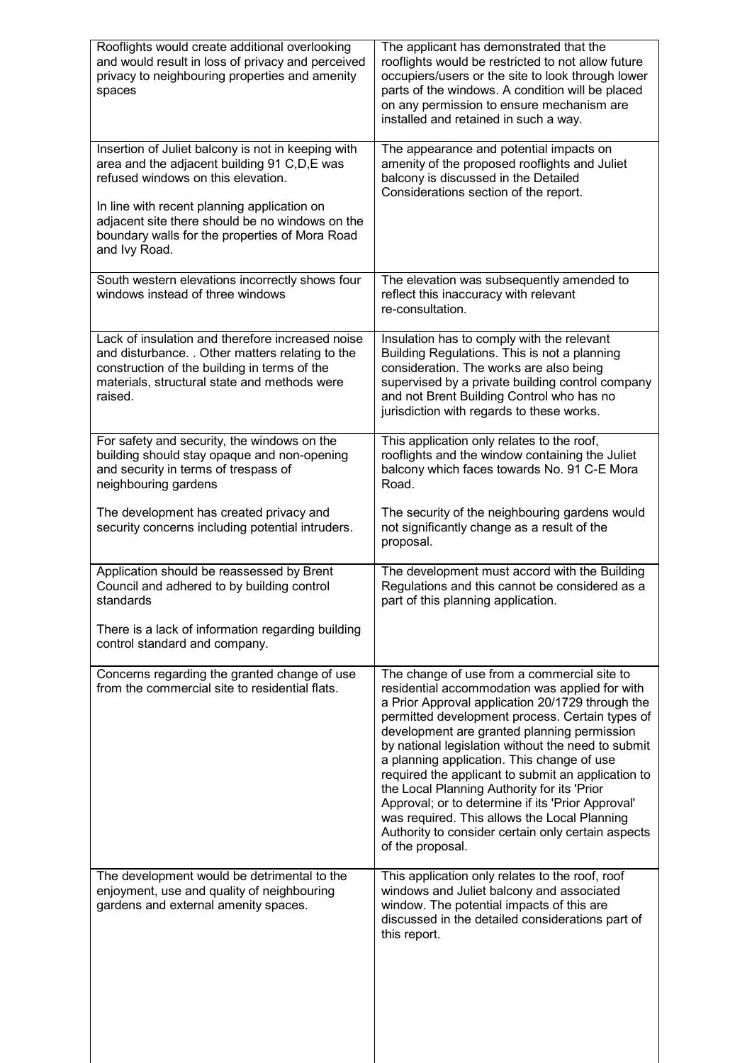| | |
|---|---|
| Rooflights would create additional overlooking and would result in loss of privacy and perceived privacy to neighbouring properties and amenity spaces | The applicant has demonstrated that the rooflights would be restricted to not allow future occupiers/users or the site to look through lower parts of the windows. A condition will be placed on any permission to ensure mechanism are installed and retained in such a way. |
| Insertion of Juliet balcony is not in keeping with area and the adjacent building 91 C,D,E was refused windows on this elevation.<br><br>In line with recent planning application on adjacent site there should be no windows on the boundary walls for the properties of Mora Road and Ivy Road. | The appearance and potential impacts on amenity of the proposed rooflights and Juliet balcony is discussed in the Detailed Considerations section of the report. |
| South western elevations incorrectly shows four windows instead of three windows | The elevation was subsequently amended to reflect this inaccuracy with relevant re-consultation. |
| Lack of insulation and therefore increased noise and disturbance. . Other matters relating to the construction of the building in terms of the materials, structural state and methods were raised. | Insulation has to comply with the relevant Building Regulations. This is not a planning consideration. The works are also being supervised by a private building control company and not Brent Building Control who has no jurisdiction with regards to these works. |
| For safety and security, the windows on the building should stay opaque and non-opening and security in terms of trespass of neighbouring gardens<br><br>The development has created privacy and security concerns including potential intruders. | This application only relates to the roof, rooflights and the window containing the Juliet balcony which faces towards No. 91 C-E Mora Road.<br><br>The security of the neighbouring gardens would not significantly change as a result of the proposal. |
| Application should be reassessed by Brent Council and adhered to by building control standards<br><br>There is a lack of information regarding building control standard and company. | The development must accord with the Building Regulations and this cannot be considered as a part of this planning application. |
| Concerns regarding the granted change of use from the commercial site to residential flats. | The change of use from a commercial site to residential accommodation was applied for with a Prior Approval application 20/1729 through the permitted development process. Certain types of development are granted planning permission by national legislation without the need to submit a planning application. This change of use required the applicant to submit an application to the Local Planning Authority for its 'Prior Approval; or to determine if its 'Prior Approval' was required. This allows the Local Planning Authority to consider certain only certain aspects of the proposal. |
| The development would be detrimental to the enjoyment, use and quality of neighbouring gardens and external amenity spaces. | This application only relates to the roof, roof windows and Juliet balcony and associated window. The potential impacts of this are discussed in the detailed considerations part of this report. |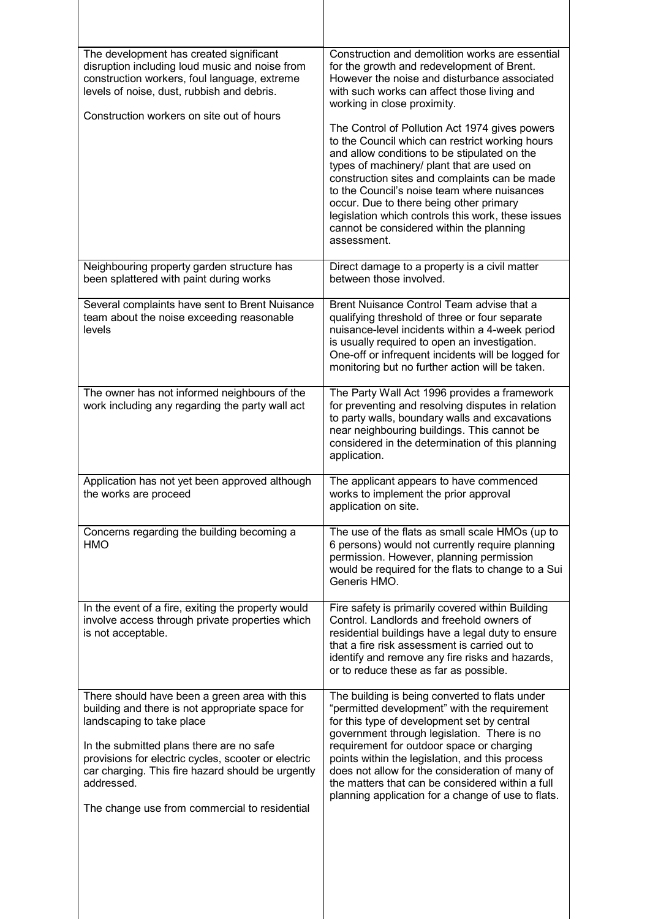| | |
|---|---|
| The development has created significant disruption including loud music and noise from construction workers, foul language, extreme levels of noise, dust, rubbish and debris.<br><br>Construction workers on site out of hours | Construction and demolition works are essential for the growth and redevelopment of Brent. However the noise and disturbance associated with such works can affect those living and working in close proximity.<br><br>The Control of Pollution Act 1974 gives powers to the Council which can restrict working hours and allow conditions to be stipulated on the types of machinery/ plant that are used on construction sites and complaints can be made to the Council's noise team where nuisances occur. Due to there being other primary legislation which controls this work, these issues cannot be considered within the planning assessment. |
| Neighbouring property garden structure has been splattered with paint during works | Direct damage to a property is a civil matter between those involved. |
| Several complaints have sent to Brent Nuisance team about the noise exceeding reasonable levels | Brent Nuisance Control Team advise that a qualifying threshold of three or four separate nuisance-level incidents within a 4-week period is usually required to open an investigation. One-off or infrequent incidents will be logged for monitoring but no further action will be taken. |
| The owner has not informed neighbours of the work including any regarding the party wall act | The Party Wall Act 1996 provides a framework for preventing and resolving disputes in relation to party walls, boundary walls and excavations near neighbouring buildings. This cannot be considered in the determination of this planning application. |
| Application has not yet been approved although the works are proceed | The applicant appears to have commenced works to implement the prior approval application on site. |
| Concerns regarding the building becoming a HMO | The use of the flats as small scale HMOs (up to 6 persons) would not currently require planning permission. However, planning permission would be required for the flats to change to a Sui Generis HMO. |
| In the event of a fire, exiting the property would involve access through private properties which is not acceptable. | Fire safety is primarily covered within Building Control. Landlords and freehold owners of residential buildings have a legal duty to ensure that a fire risk assessment is carried out to identify and remove any fire risks and hazards, or to reduce these as far as possible. |
| There should have been a green area with this building and there is not appropriate space for landscaping to take place<br><br>In the submitted plans there are no safe provisions for electric cycles, scooter or electric car charging. This fire hazard should be urgently addressed.<br><br>The change use from commercial to residential | The building is being converted to flats under "permitted development" with the requirement for this type of development set by central government through legislation. There is no requirement for outdoor space or charging points within the legislation, and this process does not allow for the consideration of many of the matters that can be considered within a full planning application for a change of use to flats. |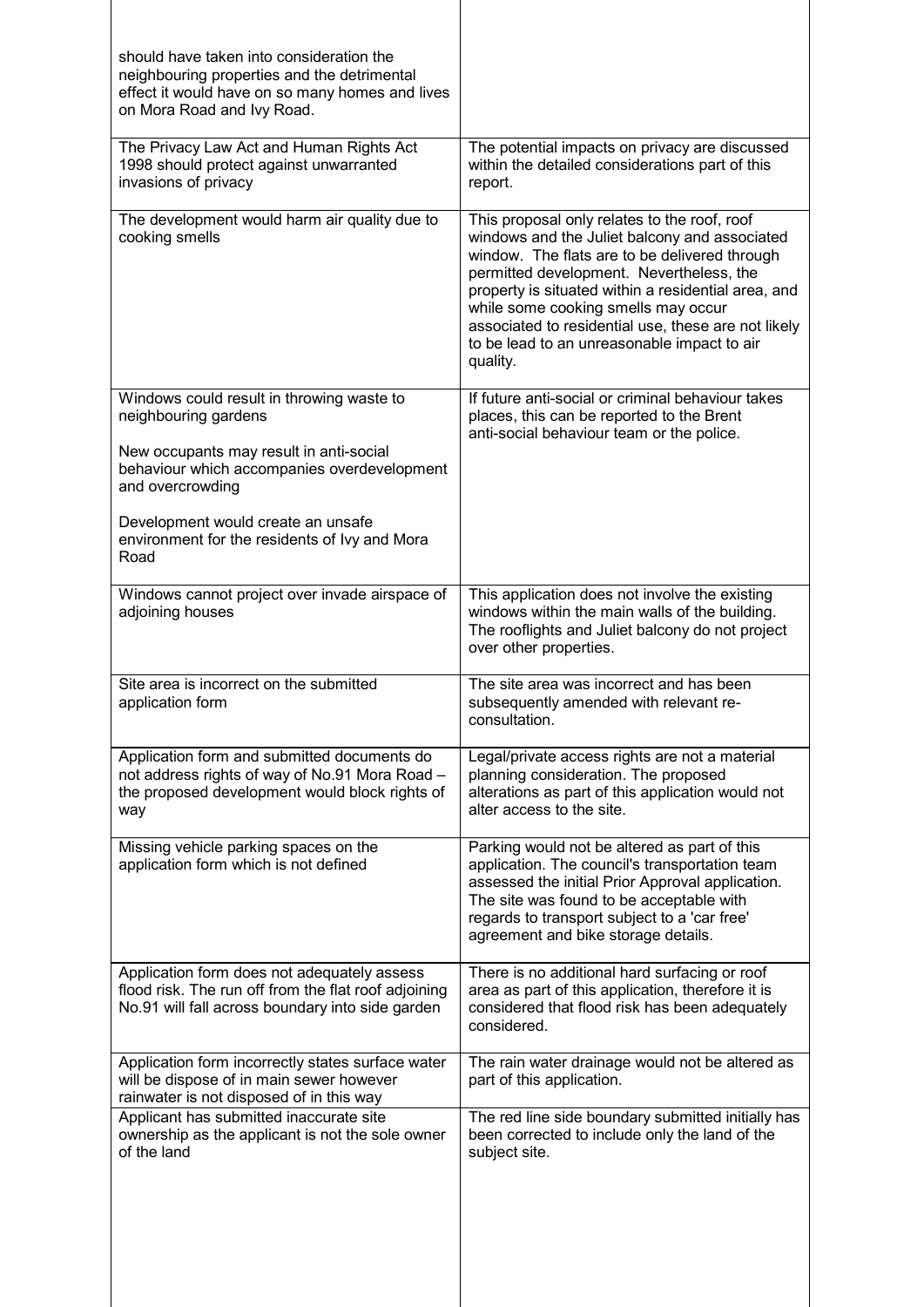| | |
|---|---|
| should have taken into consideration the neighbouring properties and the detrimental effect it would have on so many homes and lives on Mora Road and Ivy Road. | |
| The Privacy Law Act and Human Rights Act 1998 should protect against unwarranted invasions of privacy | The potential impacts on privacy are discussed within the detailed considerations part of this report. |
| The development would harm air quality due to cooking smells | This proposal only relates to the roof, roof windows and the Juliet balcony and associated window. The flats are to be delivered through permitted development. Nevertheless, the property is situated within a residential area, and while some cooking smells may occur associated to residential use, these are not likely to be lead to an unreasonable impact to air quality. |
| Windows could result in throwing waste to neighbouring gardens<br><br>New occupants may result in anti-social behaviour which accompanies overdevelopment and overcrowding<br><br>Development would create an unsafe environment for the residents of Ivy and Mora Road | If future anti-social or criminal behaviour takes places, this can be reported to the Brent anti-social behaviour team or the police. |
| Windows cannot project over invade airspace of adjoining houses | This application does not involve the existing windows within the main walls of the building. The rooflights and Juliet balcony do not project over other properties. |
| Site area is incorrect on the submitted application form | The site area was incorrect and has been subsequently amended with relevant re-consultation. |
| Application form and submitted documents do not address rights of way of No.91 Mora Road – the proposed development would block rights of way | Legal/private access rights are not a material planning consideration. The proposed alterations as part of this application would not alter access to the site. |
| Missing vehicle parking spaces on the application form which is not defined | Parking would not be altered as part of this application. The council's transportation team assessed the initial Prior Approval application. The site was found to be acceptable with regards to transport subject to a 'car free' agreement and bike storage details. |
| Application form does not adequately assess flood risk. The run off from the flat roof adjoining No.91 will fall across boundary into side garden | There is no additional hard surfacing or roof area as part of this application, therefore it is considered that flood risk has been adequately considered. |
| Application form incorrectly states surface water will be dispose of in main sewer however rainwater is not disposed of in this way | The rain water drainage would not be altered as part of this application. |
| Applicant has submitted inaccurate site ownership as the applicant is not the sole owner of the land | The red line side boundary submitted initially has been corrected to include only the land of the subject site. |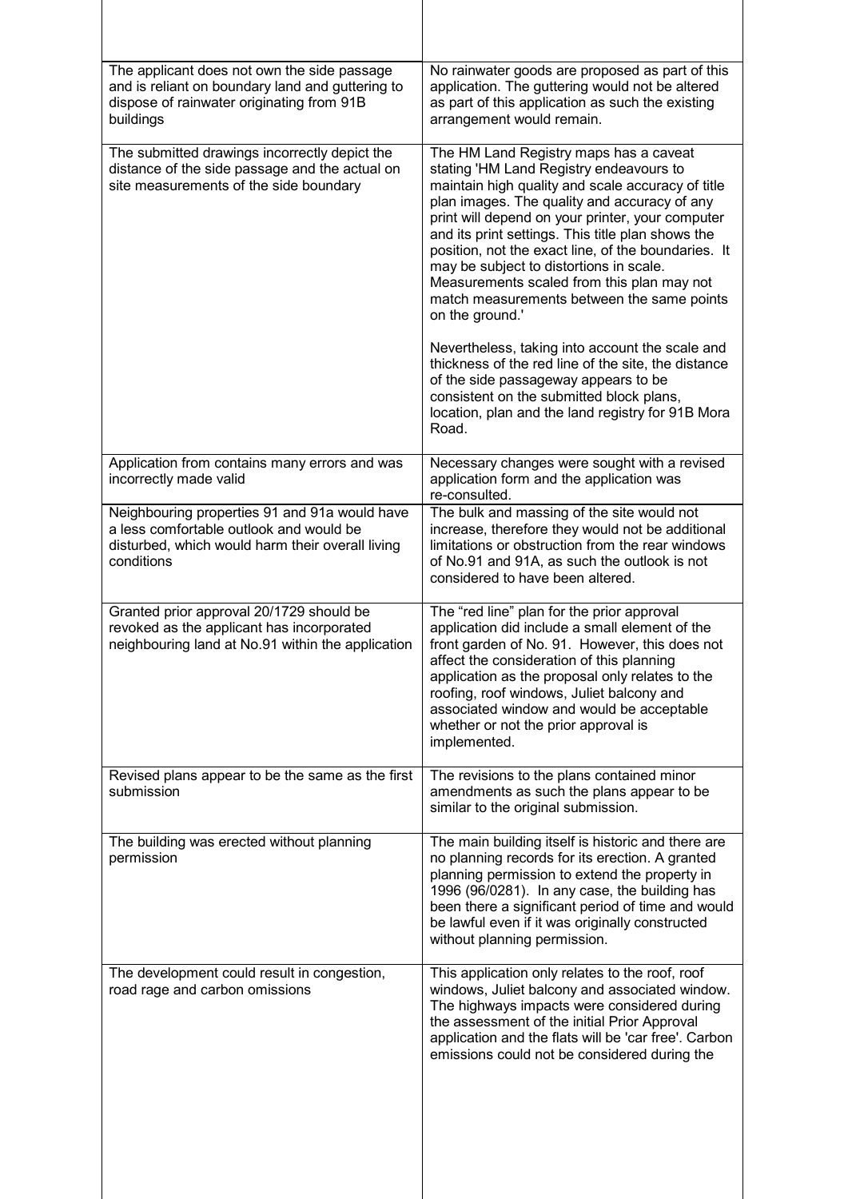| | |
|---|---|
| The applicant does not own the side passage and is reliant on boundary land and guttering to dispose of rainwater originating from 91B buildings | No rainwater goods are proposed as part of this application. The guttering would not be altered as part of this application as such the existing arrangement would remain. |
| The submitted drawings incorrectly depict the distance of the side passage and the actual on site measurements of the side boundary | The HM Land Registry maps has a caveat stating 'HM Land Registry endeavours to maintain high quality and scale accuracy of title plan images. The quality and accuracy of any print will depend on your printer, your computer and its print settings. This title plan shows the position, not the exact line, of the boundaries. It may be subject to distortions in scale. Measurements scaled from this plan may not match measurements between the same points on the ground.'<br><br>Nevertheless, taking into account the scale and thickness of the red line of the site, the distance of the side passageway appears to be consistent on the submitted block plans, location, plan and the land registry for 91B Mora Road. |
| Application from contains many errors and was incorrectly made valid | Necessary changes were sought with a revised application form and the application was re-consulted. |
| Neighbouring properties 91 and 91a would have a less comfortable outlook and would be disturbed, which would harm their overall living conditions | The bulk and massing of the site would not increase, therefore they would not be additional limitations or obstruction from the rear windows of No.91 and 91A, as such the outlook is not considered to have been altered. |
| Granted prior approval 20/1729 should be revoked as the applicant has incorporated neighbouring land at No.91 within the application | The "red line" plan for the prior approval application did include a small element of the front garden of No. 91. However, this does not affect the consideration of this planning application as the proposal only relates to the roofing, roof windows, Juliet balcony and associated window and would be acceptable whether or not the prior approval is implemented. |
| Revised plans appear to be the same as the first submission | The revisions to the plans contained minor amendments as such the plans appear to be similar to the original submission. |
| The building was erected without planning permission | The main building itself is historic and there are no planning records for its erection. A granted planning permission to extend the property in 1996 (96/0281). In any case, the building has been there a significant period of time and would be lawful even if it was originally constructed without planning permission. |
| The development could result in congestion, road rage and carbon omissions | This application only relates to the roof, roof windows, Juliet balcony and associated window. The highways impacts were considered during the assessment of the initial Prior Approval application and the flats will be 'car free'. Carbon emissions could not be considered during the |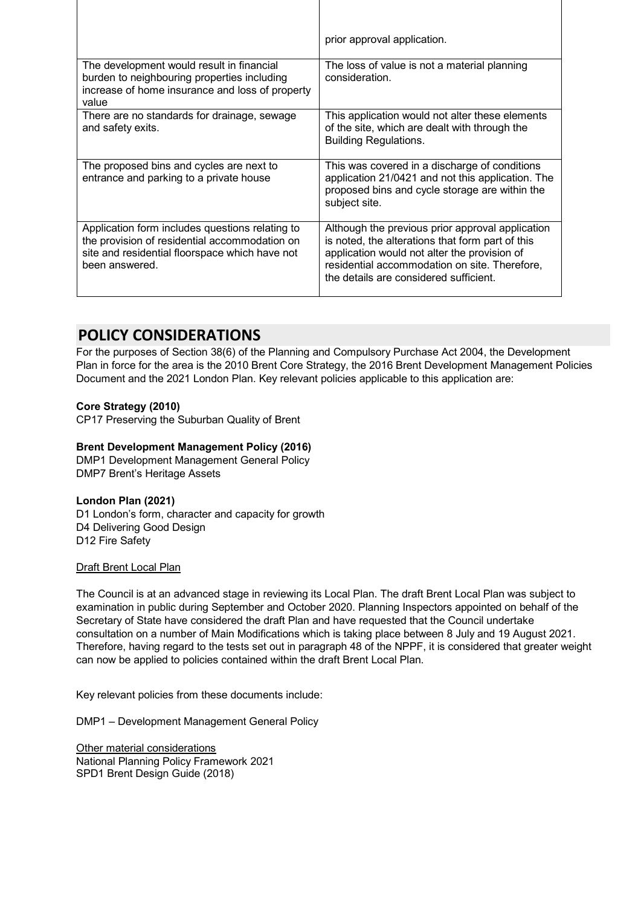| | |
|---|---|
| | prior approval application. |
| The development would result in financial burden to neighbouring properties including increase of home insurance and loss of property value | The loss of value is not a material planning consideration. |
| There are no standards for drainage, sewage and safety exits. | This application would not alter these elements of the site, which are dealt with through the Building Regulations. |
| The proposed bins and cycles are next to entrance and parking to a private house | This was covered in a discharge of conditions application 21/0421 and not this application. The proposed bins and cycle storage are within the subject site. |
| Application form includes questions relating to the provision of residential accommodation on site and residential floorspace which have not been answered. | Although the previous prior approval application is noted, the alterations that form part of this application would not alter the provision of residential accommodation on site. Therefore, the details are considered sufficient. |

## POLICY CONSIDERATIONS

For the purposes of Section 38(6) of the Planning and Compulsory Purchase Act 2004, the Development Plan in force for the area is the 2010 Brent Core Strategy, the 2016 Brent Development Management Policies Document and the 2021 London Plan. Key relevant policies applicable to this application are:

**Core Strategy (2010)**
CP17 Preserving the Suburban Quality of Brent

**Brent Development Management Policy (2016)**
DMP1 Development Management General Policy
DMP7 Brent's Heritage Assets

**London Plan (2021)**
D1 London's form, character and capacity for growth
D4 Delivering Good Design
D12 Fire Safety

Draft Brent Local Plan

The Council is at an advanced stage in reviewing its Local Plan. The draft Brent Local Plan was subject to examination in public during September and October 2020. Planning Inspectors appointed on behalf of the Secretary of State have considered the draft Plan and have requested that the Council undertake consultation on a number of Main Modifications which is taking place between 8 July and 19 August 2021. Therefore, having regard to the tests set out in paragraph 48 of the NPPF, it is considered that greater weight can now be applied to policies contained within the draft Brent Local Plan.

Key relevant policies from these documents include:

DMP1 – Development Management General Policy

Other material considerations
National Planning Policy Framework 2021
SPD1 Brent Design Guide (2018)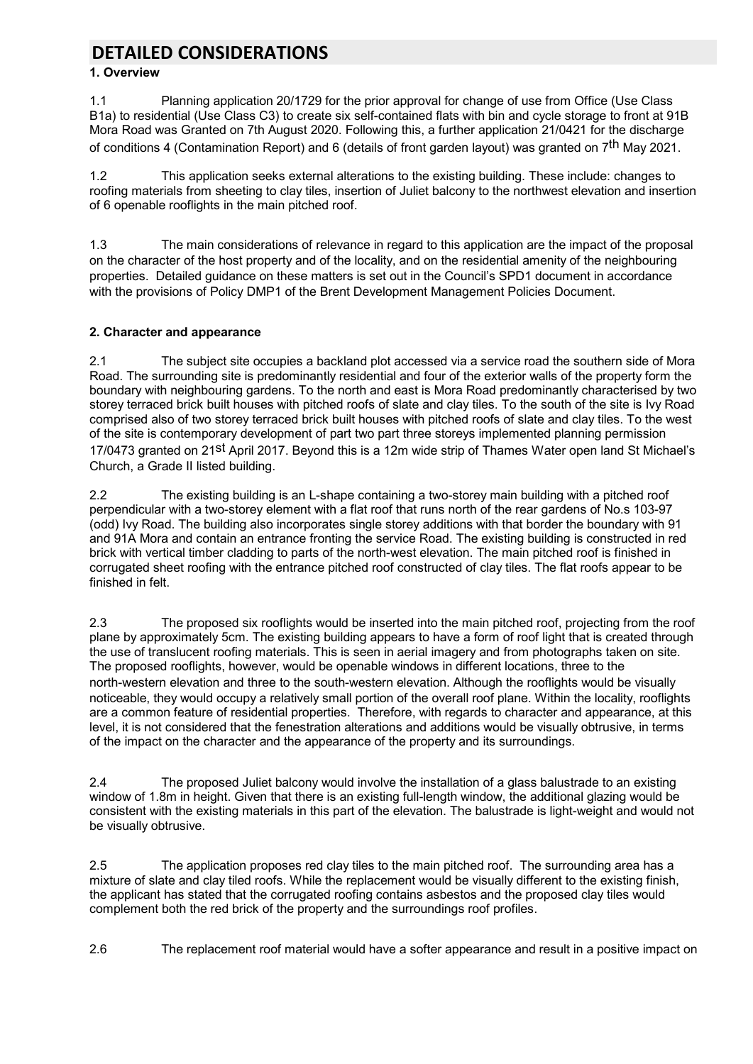# DETAILED CONSIDERATIONS

**1. Overview**

1.1 Planning application 20/1729 for the prior approval for change of use from Office (Use Class B1a) to residential (Use Class C3) to create six self-contained flats with bin and cycle storage to front at 91B Mora Road was Granted on 7th August 2020. Following this, a further application 21/0421 for the discharge of conditions 4 (Contamination Report) and 6 (details of front garden layout) was granted on 7th May 2021.

1.2 This application seeks external alterations to the existing building. These include: changes to roofing materials from sheeting to clay tiles, insertion of Juliet balcony to the northwest elevation and insertion of 6 openable rooflights in the main pitched roof.

1.3 The main considerations of relevance in regard to this application are the impact of the proposal on the character of the host property and of the locality, and on the residential amenity of the neighbouring properties. Detailed guidance on these matters is set out in the Council's SPD1 document in accordance with the provisions of Policy DMP1 of the Brent Development Management Policies Document.

**2. Character and appearance**

2.1 The subject site occupies a backland plot accessed via a service road the southern side of Mora Road. The surrounding site is predominantly residential and four of the exterior walls of the property form the boundary with neighbouring gardens. To the north and east is Mora Road predominantly characterised by two storey terraced brick built houses with pitched roofs of slate and clay tiles. To the south of the site is Ivy Road comprised also of two storey terraced brick built houses with pitched roofs of slate and clay tiles. To the west of the site is contemporary development of part two part three storeys implemented planning permission 17/0473 granted on 21st April 2017. Beyond this is a 12m wide strip of Thames Water open land St Michael's Church, a Grade II listed building.

2.2 The existing building is an L-shape containing a two-storey main building with a pitched roof perpendicular with a two-storey element with a flat roof that runs north of the rear gardens of No.s 103-97 (odd) Ivy Road. The building also incorporates single storey additions with that border the boundary with 91 and 91A Mora and contain an entrance fronting the service Road. The existing building is constructed in red brick with vertical timber cladding to parts of the north-west elevation. The main pitched roof is finished in corrugated sheet roofing with the entrance pitched roof constructed of clay tiles. The flat roofs appear to be finished in felt.

2.3 The proposed six rooflights would be inserted into the main pitched roof, projecting from the roof plane by approximately 5cm. The existing building appears to have a form of roof light that is created through the use of translucent roofing materials. This is seen in aerial imagery and from photographs taken on site. The proposed rooflights, however, would be openable windows in different locations, three to the north-western elevation and three to the south-western elevation. Although the rooflights would be visually noticeable, they would occupy a relatively small portion of the overall roof plane. Within the locality, rooflights are a common feature of residential properties. Therefore, with regards to character and appearance, at this level, it is not considered that the fenestration alterations and additions would be visually obtrusive, in terms of the impact on the character and the appearance of the property and its surroundings.

2.4 The proposed Juliet balcony would involve the installation of a glass balustrade to an existing window of 1.8m in height. Given that there is an existing full-length window, the additional glazing would be consistent with the existing materials in this part of the elevation. The balustrade is light-weight and would not be visually obtrusive.

2.5 The application proposes red clay tiles to the main pitched roof. The surrounding area has a mixture of slate and clay tiled roofs. While the replacement would be visually different to the existing finish, the applicant has stated that the corrugated roofing contains asbestos and the proposed clay tiles would complement both the red brick of the property and the surroundings roof profiles.

2.6 The replacement roof material would have a softer appearance and result in a positive impact on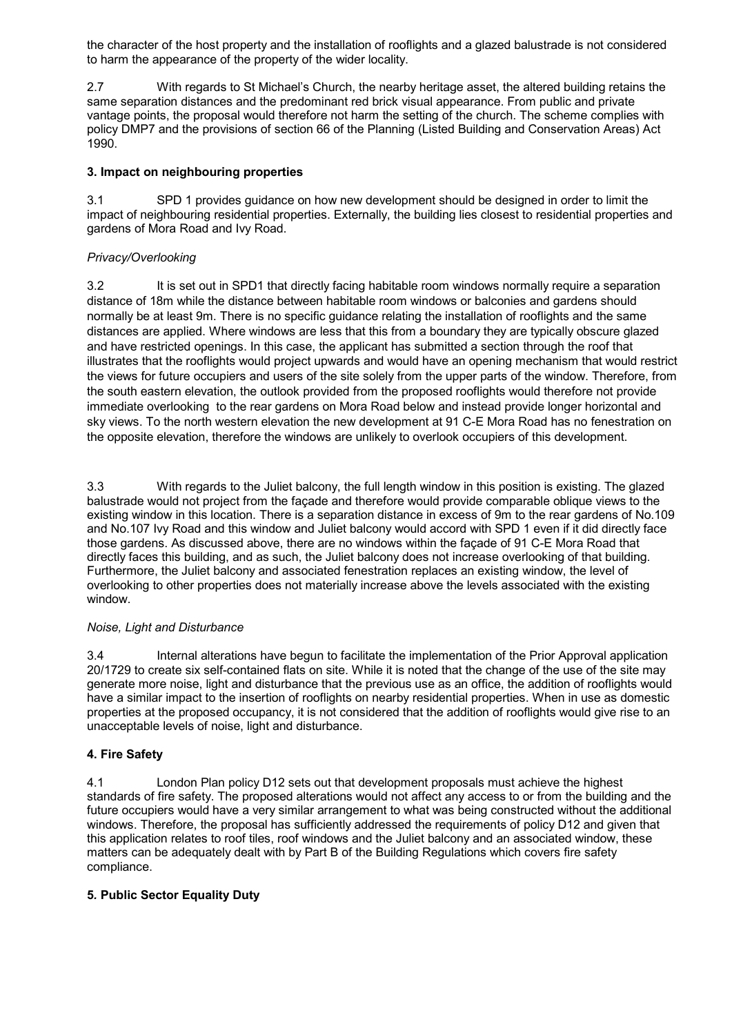the character of the host property and the installation of rooflights and a glazed balustrade is not considered to harm the appearance of the property of the wider locality.

2.7 With regards to St Michael's Church, the nearby heritage asset, the altered building retains the same separation distances and the predominant red brick visual appearance. From public and private vantage points, the proposal would therefore not harm the setting of the church. The scheme complies with policy DMP7 and the provisions of section 66 of the Planning (Listed Building and Conservation Areas) Act 1990.

### 3. Impact on neighbouring properties

3.1 SPD 1 provides guidance on how new development should be designed in order to limit the impact of neighbouring residential properties. Externally, the building lies closest to residential properties and gardens of Mora Road and Ivy Road.

*Privacy/Overlooking*

3.2 It is set out in SPD1 that directly facing habitable room windows normally require a separation distance of 18m while the distance between habitable room windows or balconies and gardens should normally be at least 9m. There is no specific guidance relating the installation of rooflights and the same distances are applied. Where windows are less that this from a boundary they are typically obscure glazed and have restricted openings. In this case, the applicant has submitted a section through the roof that illustrates that the rooflights would project upwards and would have an opening mechanism that would restrict the views for future occupiers and users of the site solely from the upper parts of the window. Therefore, from the south eastern elevation, the outlook provided from the proposed rooflights would therefore not provide immediate overlooking to the rear gardens on Mora Road below and instead provide longer horizontal and sky views. To the north western elevation the new development at 91 C-E Mora Road has no fenestration on the opposite elevation, therefore the windows are unlikely to overlook occupiers of this development.

3.3 With regards to the Juliet balcony, the full length window in this position is existing. The glazed balustrade would not project from the façade and therefore would provide comparable oblique views to the existing window in this location. There is a separation distance in excess of 9m to the rear gardens of No.109 and No.107 Ivy Road and this window and Juliet balcony would accord with SPD 1 even if it did directly face those gardens. As discussed above, there are no windows within the façade of 91 C-E Mora Road that directly faces this building, and as such, the Juliet balcony does not increase overlooking of that building. Furthermore, the Juliet balcony and associated fenestration replaces an existing window, the level of overlooking to other properties does not materially increase above the levels associated with the existing window.

*Noise, Light and Disturbance*

3.4 Internal alterations have begun to facilitate the implementation of the Prior Approval application 20/1729 to create six self-contained flats on site. While it is noted that the change of the use of the site may generate more noise, light and disturbance that the previous use as an office, the addition of rooflights would have a similar impact to the insertion of rooflights on nearby residential properties. When in use as domestic properties at the proposed occupancy, it is not considered that the addition of rooflights would give rise to an unacceptable levels of noise, light and disturbance.

### 4. Fire Safety

4.1 London Plan policy D12 sets out that development proposals must achieve the highest standards of fire safety. The proposed alterations would not affect any access to or from the building and the future occupiers would have a very similar arrangement to what was being constructed without the additional windows. Therefore, the proposal has sufficiently addressed the requirements of policy D12 and given that this application relates to roof tiles, roof windows and the Juliet balcony and an associated window, these matters can be adequately dealt with by Part B of the Building Regulations which covers fire safety compliance.

### 5. Public Sector Equality Duty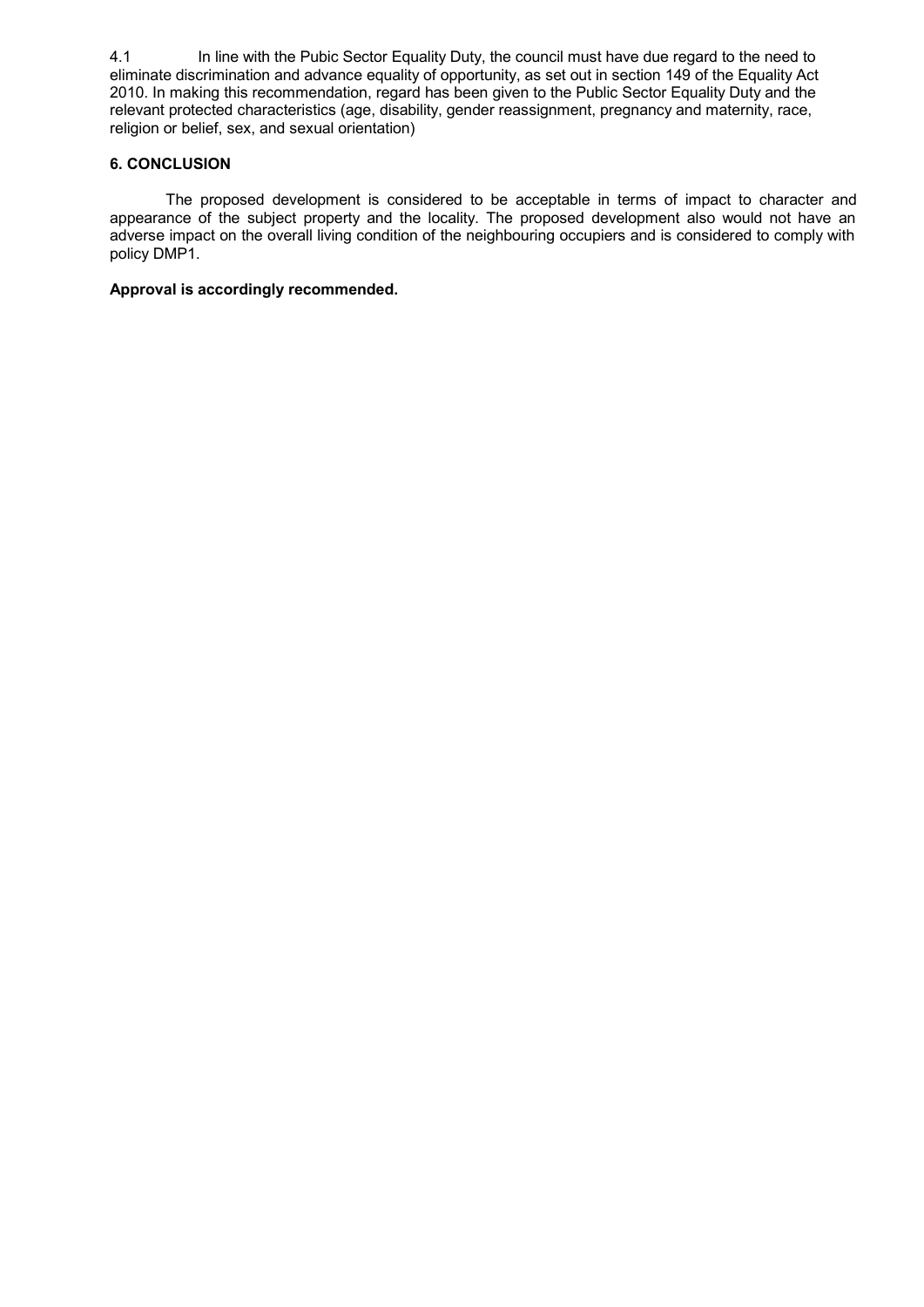4.1 In line with the Pubic Sector Equality Duty, the council must have due regard to the need to eliminate discrimination and advance equality of opportunity, as set out in section 149 of the Equality Act 2010. In making this recommendation, regard has been given to the Public Sector Equality Duty and the relevant protected characteristics (age, disability, gender reassignment, pregnancy and maternity, race, religion or belief, sex, and sexual orientation)

**6. CONCLUSION**

The proposed development is considered to be acceptable in terms of impact to character and appearance of the subject property and the locality. The proposed development also would not have an adverse impact on the overall living condition of the neighbouring occupiers and is considered to comply with policy DMP1.

**Approval is accordingly recommended.**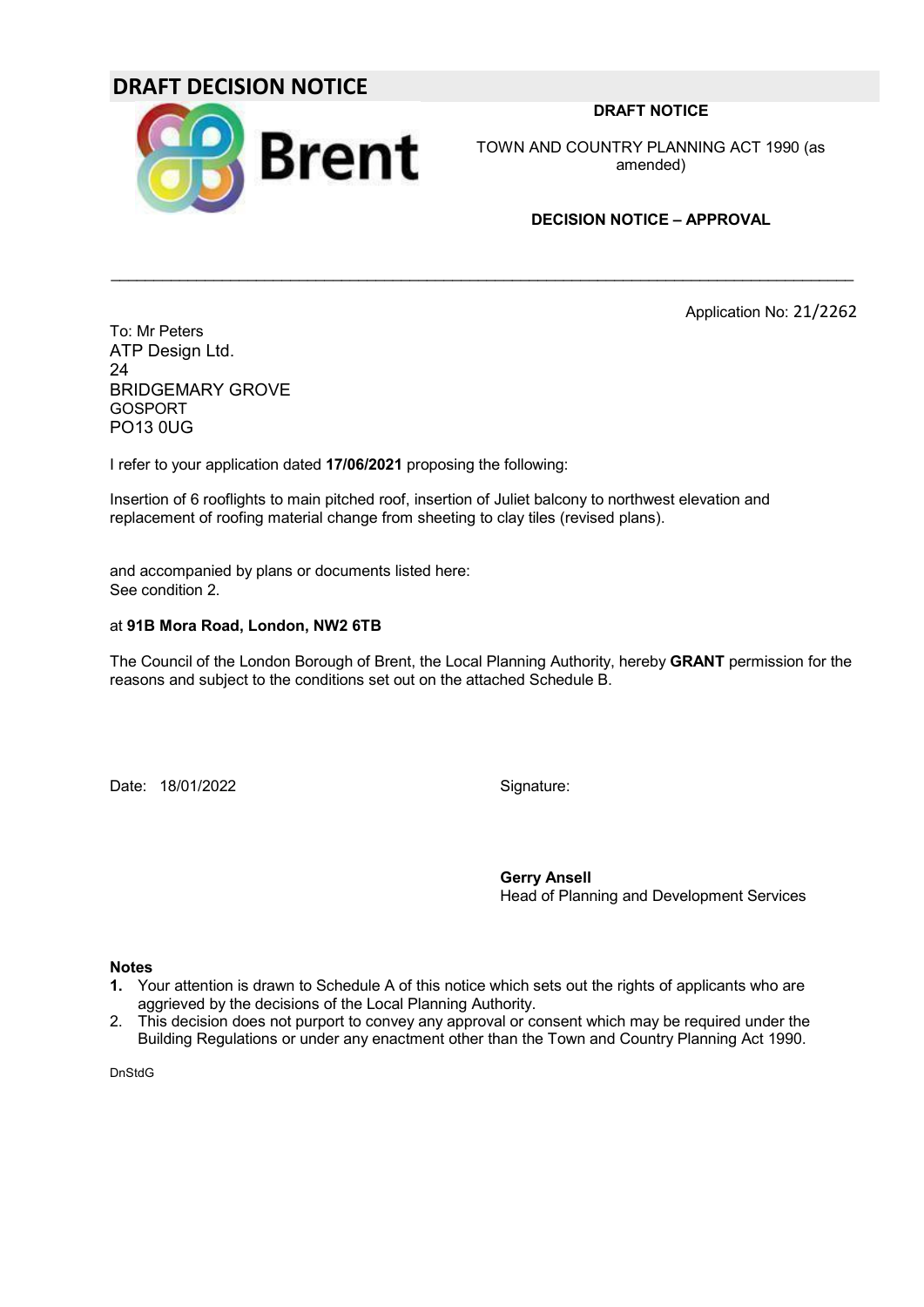# DRAFT DECISION NOTICE

**DRAFT NOTICE**

TOWN AND COUNTRY PLANNING ACT 1990 (as amended)

**DECISION NOTICE – APPROVAL**

---

Application No: 21/2262

To: Mr Peters
ATP Design Ltd.
24
BRIDGEMARY GROVE
GOSPORT
PO13 0UG

I refer to your application dated **17/06/2021** proposing the following:

Insertion of 6 rooflights to main pitched roof, insertion of Juliet balcony to northwest elevation and replacement of roofing material change from sheeting to clay tiles (revised plans).

and accompanied by plans or documents listed here:
See condition 2.

at **91B Mora Road, London, NW2 6TB**

The Council of the London Borough of Brent, the Local Planning Authority, hereby **GRANT** permission for the reasons and subject to the conditions set out on the attached Schedule B.

Date: 18/01/2022

Signature:

**Gerry Ansell**
Head of Planning and Development Services

**Notes**

1. Your attention is drawn to Schedule A of this notice which sets out the rights of applicants who are aggrieved by the decisions of the Local Planning Authority.
2. This decision does not purport to convey any approval or consent which may be required under the Building Regulations or under any enactment other than the Town and Country Planning Act 1990.

DnStdG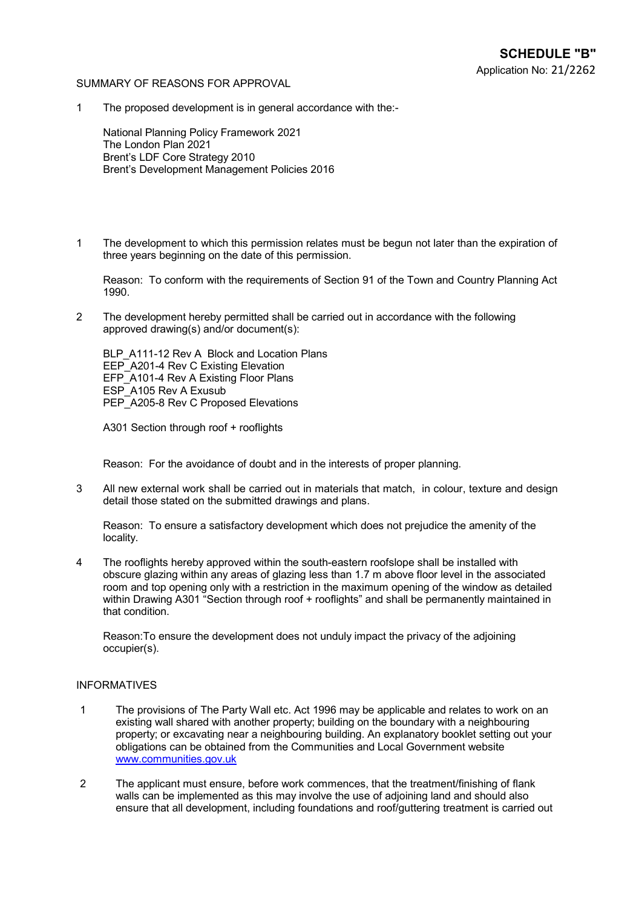## SCHEDULE "B"

Application No: 21/2262

SUMMARY OF REASONS FOR APPROVAL

1 The proposed development is in general accordance with the:-

National Planning Policy Framework 2021
The London Plan 2021
Brent's LDF Core Strategy 2010
Brent's Development Management Policies 2016

1 The development to which this permission relates must be begun not later than the expiration of three years beginning on the date of this permission.

Reason: To conform with the requirements of Section 91 of the Town and Country Planning Act 1990.

2 The development hereby permitted shall be carried out in accordance with the following approved drawing(s) and/or document(s):

BLP_A111-12 Rev A Block and Location Plans
EEP_A201-4 Rev C Existing Elevation
EFP_A101-4 Rev A Existing Floor Plans
ESP_A105 Rev A Exusub
PEP_A205-8 Rev C Proposed Elevations

A301 Section through roof + rooflights

Reason: For the avoidance of doubt and in the interests of proper planning.

3 All new external work shall be carried out in materials that match, in colour, texture and design detail those stated on the submitted drawings and plans.

Reason: To ensure a satisfactory development which does not prejudice the amenity of the locality.

4 The rooflights hereby approved within the south-eastern roofslope shall be installed with obscure glazing within any areas of glazing less than 1.7 m above floor level in the associated room and top opening only with a restriction in the maximum opening of the window as detailed within Drawing A301 "Section through roof + rooflights" and shall be permanently maintained in that condition.

Reason:To ensure the development does not unduly impact the privacy of the adjoining occupier(s).

INFORMATIVES

1 The provisions of The Party Wall etc. Act 1996 may be applicable and relates to work on an existing wall shared with another property; building on the boundary with a neighbouring property; or excavating near a neighbouring building. An explanatory booklet setting out your obligations can be obtained from the Communities and Local Government website www.communities.gov.uk

2 The applicant must ensure, before work commences, that the treatment/finishing of flank walls can be implemented as this may involve the use of adjoining land and should also ensure that all development, including foundations and roof/guttering treatment is carried out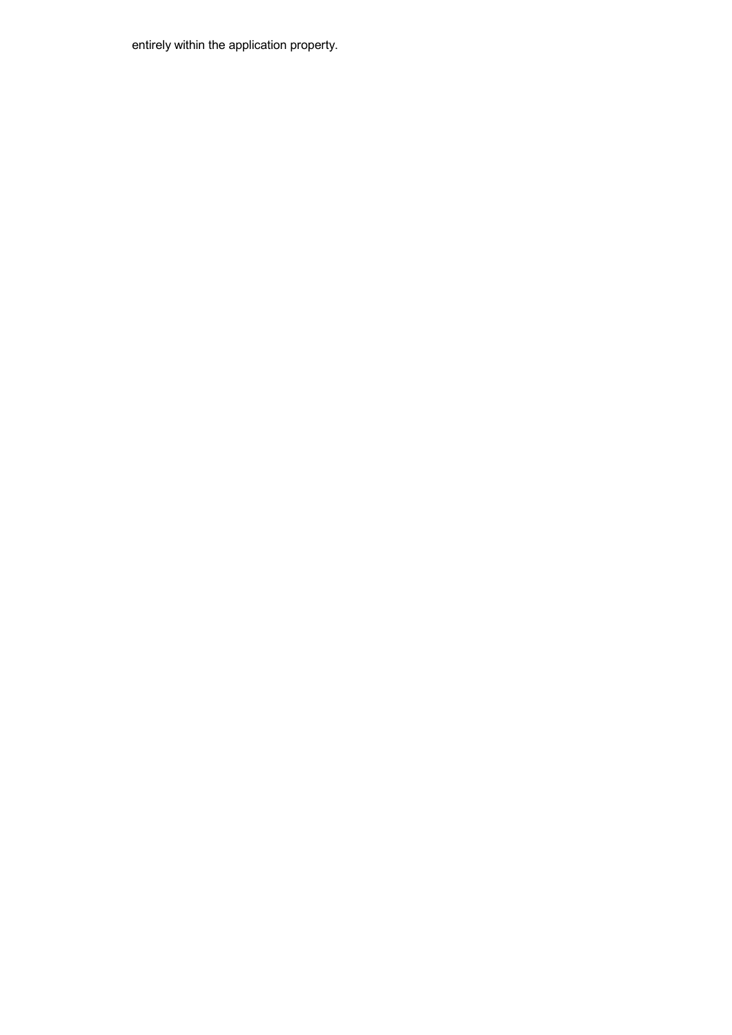entirely within the application property.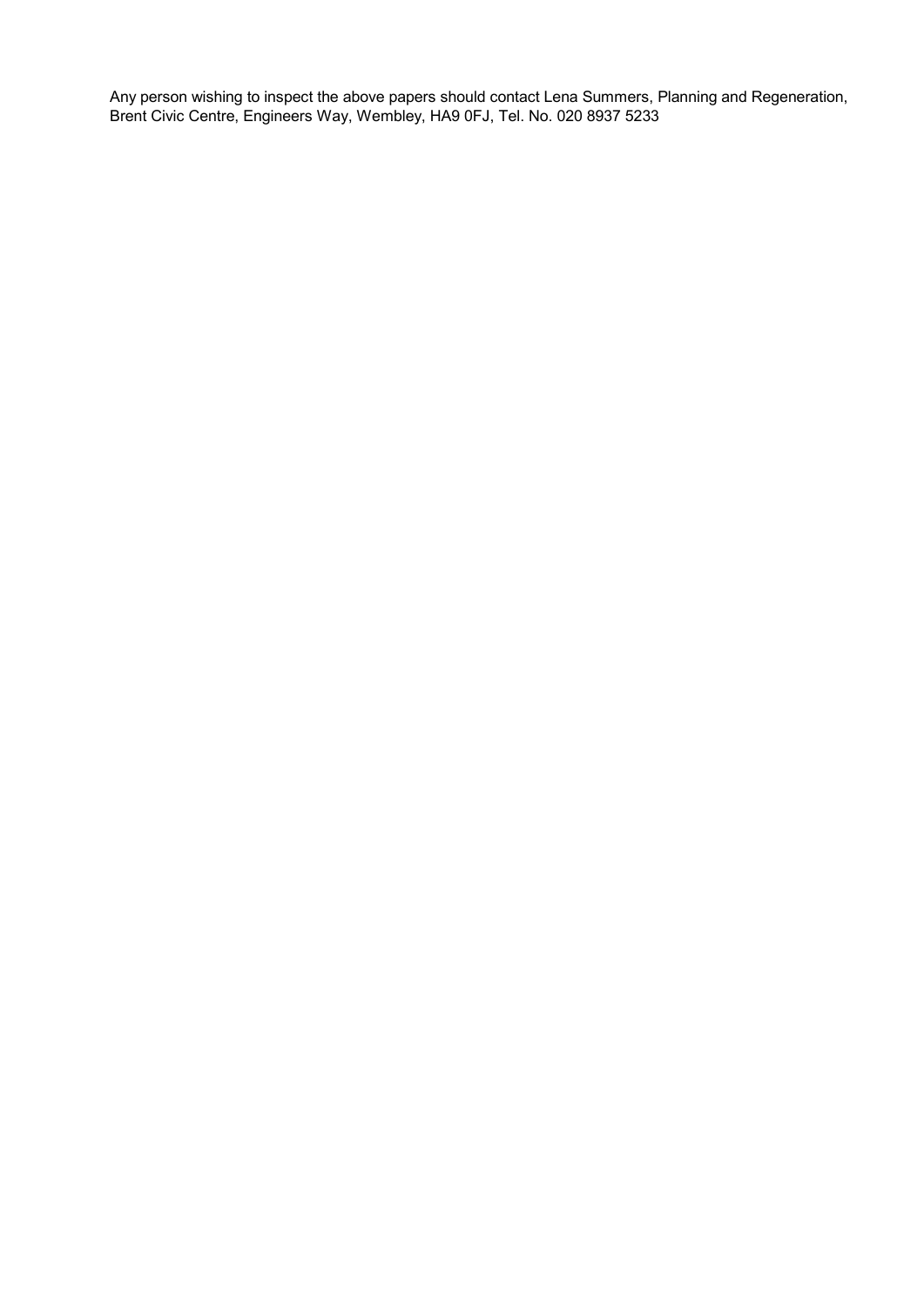Any person wishing to inspect the above papers should contact Lena Summers, Planning and Regeneration, Brent Civic Centre, Engineers Way, Wembley, HA9 0FJ, Tel. No. 020 8937 5233